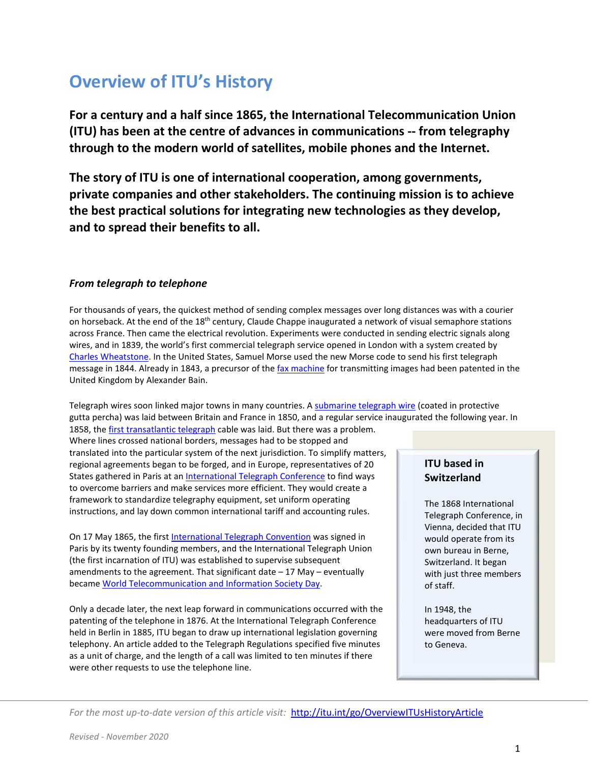# Overview of ITU's History

**For a century and a half since 1865, the International Telecommunication Union (ITU) has been at the centre of advances in communications -- from telegraphy through to the modern world of satellites, mobile phones and the Internet.**

**The story of ITU is one of international cooperation, among governments, private companies and other stakeholders. The continuing mission is to achieve the best practical solutions for integrating new technologies as they develop, and to spread their benefits to all.**

### *From telegraph to telephone*

For thousands of years, the quickest method of sending complex messages over long distances was with a courier on horseback. At the end of the 18th century, Claude Chappe inaugurated a network of visual semaphore stations across France. Then came the electrical revolution. Experiments were conducted in sending electric signals along wires, and in 1839, the world's first commercial telegraph service opened in London with a system created by Charles Wheatstone. In the United States, Samuel Morse used the new Morse code to send his first telegraph message in 1844. Already in 1843, a precursor of the fax machine for transmitting images had been patented in the United Kingdom by Alexander Bain.

Telegraph wires soon linked major towns in many countries. A submarine telegraph wire (coated in protective gutta percha) was laid between Britain and France in 1850, and a regular service inaugurated the following year. In 1858, the first transatlantic telegraph cable was laid. But there was a problem. Where lines crossed national borders, messages had to be stopped and translated into the particular system of the next jurisdiction. To simplify matters, regional agreements began to be forged, and in Europe, representatives of 20 States gathered in Paris at an International Telegraph Conference to find ways to overcome barriers and make services more efficient. They would create a framework to standardize telegraphy equipment, set uniform operating instructions, and lay down common international tariff and accounting rules.

On 17 May 1865, the first International Telegraph Convention was signed in Paris by its twenty founding members, and the International Telegraph Union (the first incarnation of ITU) was established to supervise subsequent amendments to the agreement. That significant date – 17 May – eventually became World Telecommunication and Information Society Day.

Only a decade later, the next leap forward in communications occurred with the patenting of the telephone in 1876. At the International Telegraph Conference held in Berlin in 1885, ITU began to draw up international legislation governing telephony. An article added to the Telegraph Regulations specified five minutes as a unit of charge, and the length of a call was limited to ten minutes if there were other requests to use the telephone line.

> **ITU based in Switzerland**
>
> The 1868 International Telegraph Conference, in Vienna, decided that ITU would operate from its own bureau in Berne, Switzerland. It began with just three members of staff.
>
> In 1948, the headquarters of ITU were moved from Berne to Geneva.

*For the most up-to-date version of this article visit:* http://itu.int/go/OverviewITUsHistoryArticle

*Revised - November 2020*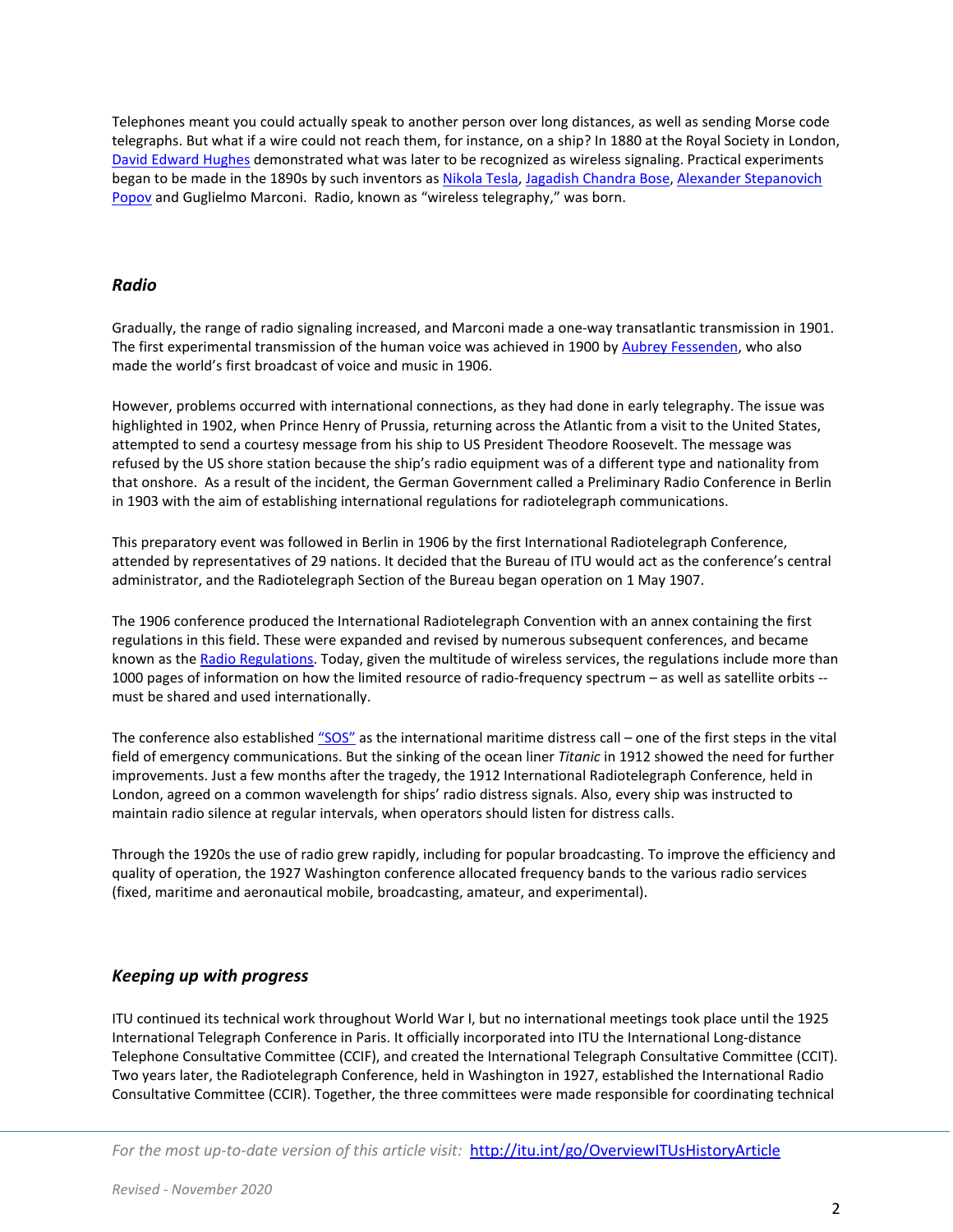Telephones meant you could actually speak to another person over long distances, as well as sending Morse code telegraphs. But what if a wire could not reach them, for instance, on a ship? In 1880 at the Royal Society in London, David Edward Hughes demonstrated what was later to be recognized as wireless signaling. Practical experiments began to be made in the 1890s by such inventors as Nikola Tesla, Jagadish Chandra Bose, Alexander Stepanovich Popov and Guglielmo Marconi. Radio, known as "wireless telegraphy," was born.

### *Radio*

Gradually, the range of radio signaling increased, and Marconi made a one-way transatlantic transmission in 1901. The first experimental transmission of the human voice was achieved in 1900 by Aubrey Fessenden, who also made the world's first broadcast of voice and music in 1906.

However, problems occurred with international connections, as they had done in early telegraphy. The issue was highlighted in 1902, when Prince Henry of Prussia, returning across the Atlantic from a visit to the United States, attempted to send a courtesy message from his ship to US President Theodore Roosevelt. The message was refused by the US shore station because the ship's radio equipment was of a different type and nationality from that onshore. As a result of the incident, the German Government called a Preliminary Radio Conference in Berlin in 1903 with the aim of establishing international regulations for radiotelegraph communications.

This preparatory event was followed in Berlin in 1906 by the first International Radiotelegraph Conference, attended by representatives of 29 nations. It decided that the Bureau of ITU would act as the conference's central administrator, and the Radiotelegraph Section of the Bureau began operation on 1 May 1907.

The 1906 conference produced the International Radiotelegraph Convention with an annex containing the first regulations in this field. These were expanded and revised by numerous subsequent conferences, and became known as the Radio Regulations. Today, given the multitude of wireless services, the regulations include more than 1000 pages of information on how the limited resource of radio-frequency spectrum – as well as satellite orbits -- must be shared and used internationally.

The conference also established "SOS" as the international maritime distress call – one of the first steps in the vital field of emergency communications. But the sinking of the ocean liner *Titanic* in 1912 showed the need for further improvements. Just a few months after the tragedy, the 1912 International Radiotelegraph Conference, held in London, agreed on a common wavelength for ships' radio distress signals. Also, every ship was instructed to maintain radio silence at regular intervals, when operators should listen for distress calls.

Through the 1920s the use of radio grew rapidly, including for popular broadcasting. To improve the efficiency and quality of operation, the 1927 Washington conference allocated frequency bands to the various radio services (fixed, maritime and aeronautical mobile, broadcasting, amateur, and experimental).

### *Keeping up with progress*

ITU continued its technical work throughout World War I, but no international meetings took place until the 1925 International Telegraph Conference in Paris. It officially incorporated into ITU the International Long-distance Telephone Consultative Committee (CCIF), and created the International Telegraph Consultative Committee (CCIT). Two years later, the Radiotelegraph Conference, held in Washington in 1927, established the International Radio Consultative Committee (CCIR). Together, the three committees were made responsible for coordinating technical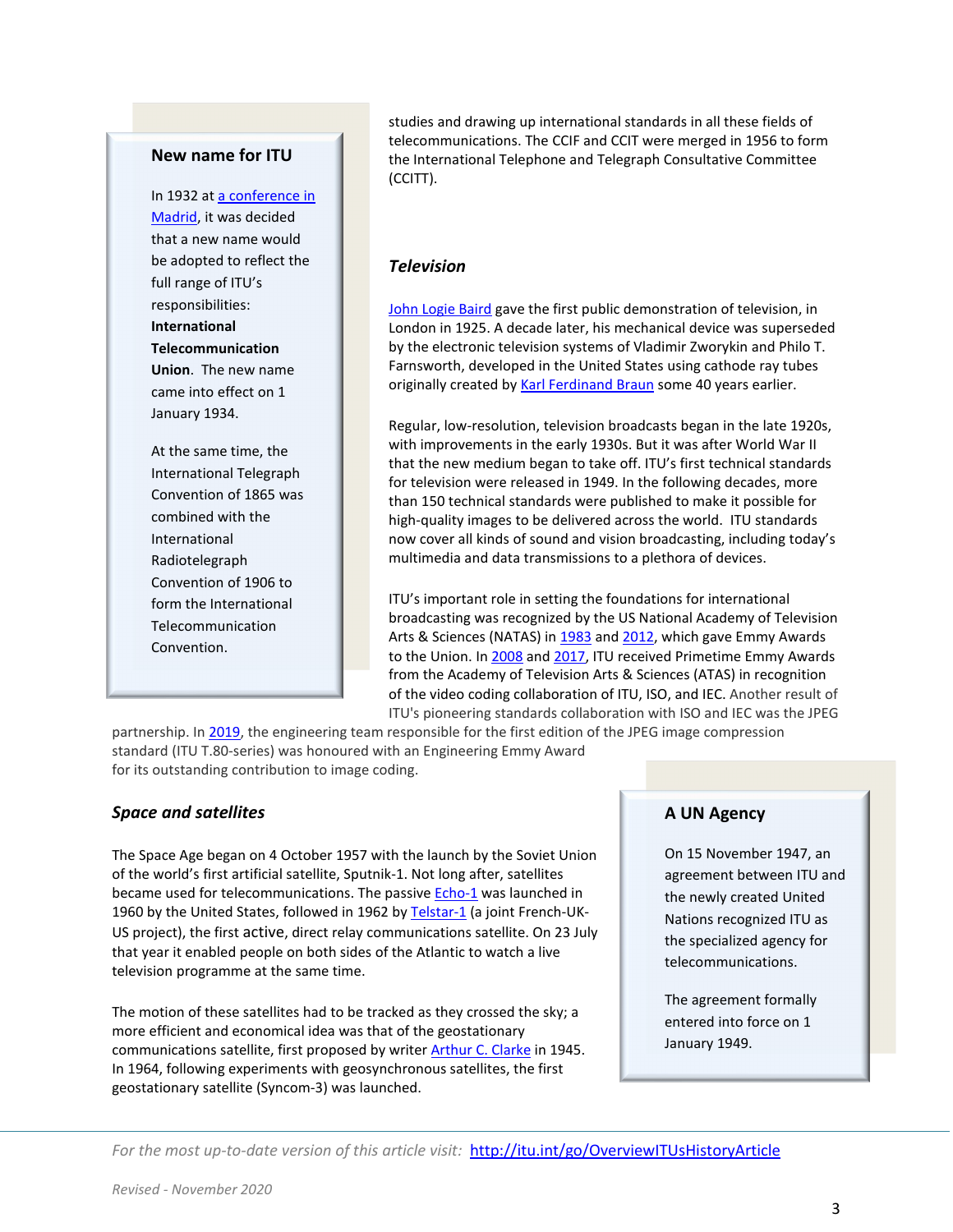## New name for ITU

In 1932 at [a conference in Madrid](#), it was decided that a new name would be adopted to reflect the full range of ITU's responsibilities: **International Telecommunication Union**. The new name came into effect on 1 January 1934.

At the same time, the International Telegraph Convention of 1865 was combined with the International Radiotelegraph Convention of 1906 to form the International Telecommunication Convention.

studies and drawing up international standards in all these fields of telecommunications. The CCIF and CCIT were merged in 1956 to form the International Telephone and Telegraph Consultative Committee (CCITT).

### *Television*

John Logie Baird gave the first public demonstration of television, in London in 1925. A decade later, his mechanical device was superseded by the electronic television systems of Vladimir Zworykin and Philo T. Farnsworth, developed in the United States using cathode ray tubes originally created by Karl Ferdinand Braun some 40 years earlier.

Regular, low-resolution, television broadcasts began in the late 1920s, with improvements in the early 1930s. But it was after World War II that the new medium began to take off. ITU's first technical standards for television were released in 1949. In the following decades, more than 150 technical standards were published to make it possible for high-quality images to be delivered across the world. ITU standards now cover all kinds of sound and vision broadcasting, including today's multimedia and data transmissions to a plethora of devices.

ITU's important role in setting the foundations for international broadcasting was recognized by the US National Academy of Television Arts & Sciences (NATAS) in 1983 and 2012, which gave Emmy Awards to the Union. In 2008 and 2017, ITU received Primetime Emmy Awards from the Academy of Television Arts & Sciences (ATAS) in recognition of the video coding collaboration of ITU, ISO, and IEC. Another result of ITU's pioneering standards collaboration with ISO and IEC was the JPEG partnership. In 2019, the engineering team responsible for the first edition of the JPEG image compression standard (ITU T.80-series) was honoured with an Engineering Emmy Award for its outstanding contribution to image coding.

### *Space and satellites*

The Space Age began on 4 October 1957 with the launch by the Soviet Union of the world's first artificial satellite, Sputnik-1. Not long after, satellites became used for telecommunications. The passive Echo-1 was launched in 1960 by the United States, followed in 1962 by Telstar-1 (a joint French-UK-US project), the first active, direct relay communications satellite. On 23 July that year it enabled people on both sides of the Atlantic to watch a live television programme at the same time.

The motion of these satellites had to be tracked as they crossed the sky; a more efficient and economical idea was that of the geostationary communications satellite, first proposed by writer Arthur C. Clarke in 1945. In 1964, following experiments with geosynchronous satellites, the first geostationary satellite (Syncom-3) was launched.

## A UN Agency

On 15 November 1947, an agreement between ITU and the newly created United Nations recognized ITU as the specialized agency for telecommunications.

The agreement formally entered into force on 1 January 1949.

*For the most up-to-date version of this article visit:* http://itu.int/go/OverviewITUsHistoryArticle

*Revised - November 2020*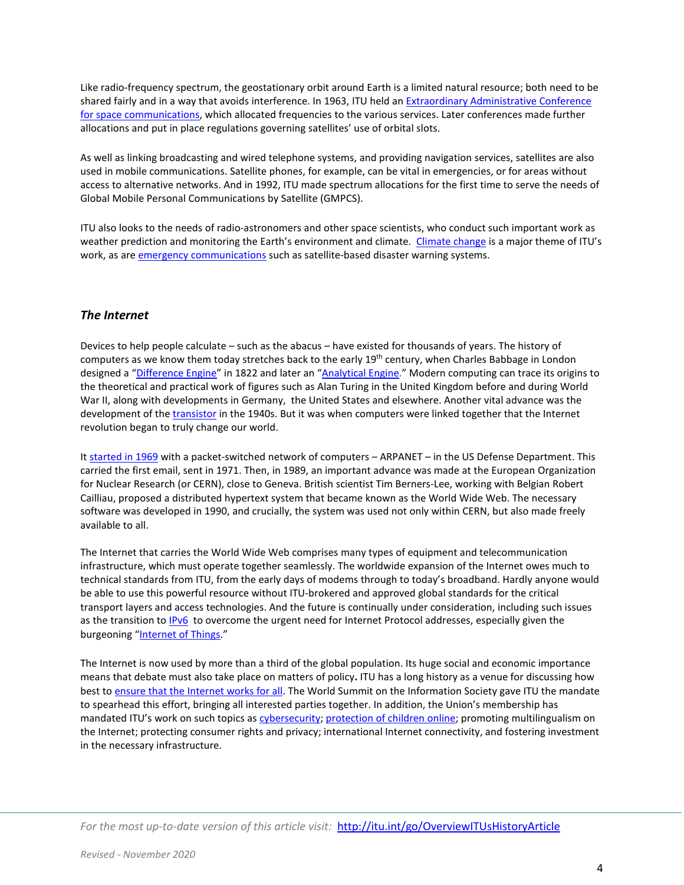Like radio-frequency spectrum, the geostationary orbit around Earth is a limited natural resource; both need to be shared fairly and in a way that avoids interference. In 1963, ITU held an Extraordinary Administrative Conference for space communications, which allocated frequencies to the various services. Later conferences made further allocations and put in place regulations governing satellites' use of orbital slots.

As well as linking broadcasting and wired telephone systems, and providing navigation services, satellites are also used in mobile communications. Satellite phones, for example, can be vital in emergencies, or for areas without access to alternative networks. And in 1992, ITU made spectrum allocations for the first time to serve the needs of Global Mobile Personal Communications by Satellite (GMPCS).

ITU also looks to the needs of radio-astronomers and other space scientists, who conduct such important work as weather prediction and monitoring the Earth's environment and climate. Climate change is a major theme of ITU's work, as are emergency communications such as satellite-based disaster warning systems.

### *The Internet*

Devices to help people calculate – such as the abacus – have existed for thousands of years. The history of computers as we know them today stretches back to the early 19th century, when Charles Babbage in London designed a "Difference Engine" in 1822 and later an "Analytical Engine." Modern computing can trace its origins to the theoretical and practical work of figures such as Alan Turing in the United Kingdom before and during World War II, along with developments in Germany, the United States and elsewhere. Another vital advance was the development of the transistor in the 1940s. But it was when computers were linked together that the Internet revolution began to truly change our world.

It started in 1969 with a packet-switched network of computers – ARPANET – in the US Defense Department. This carried the first email, sent in 1971. Then, in 1989, an important advance was made at the European Organization for Nuclear Research (or CERN), close to Geneva. British scientist Tim Berners-Lee, working with Belgian Robert Cailliau, proposed a distributed hypertext system that became known as the World Wide Web. The necessary software was developed in 1990, and crucially, the system was used not only within CERN, but also made freely available to all.

The Internet that carries the World Wide Web comprises many types of equipment and telecommunication infrastructure, which must operate together seamlessly. The worldwide expansion of the Internet owes much to technical standards from ITU, from the early days of modems through to today's broadband. Hardly anyone would be able to use this powerful resource without ITU-brokered and approved global standards for the critical transport layers and access technologies. And the future is continually under consideration, including such issues as the transition to IPv6 to overcome the urgent need for Internet Protocol addresses, especially given the burgeoning "Internet of Things."

The Internet is now used by more than a third of the global population. Its huge social and economic importance means that debate must also take place on matters of policy**.** ITU has a long history as a venue for discussing how best to ensure that the Internet works for all. The World Summit on the Information Society gave ITU the mandate to spearhead this effort, bringing all interested parties together. In addition, the Union's membership has mandated ITU's work on such topics as cybersecurity; protection of children online; promoting multilingualism on the Internet; protecting consumer rights and privacy; international Internet connectivity, and fostering investment in the necessary infrastructure.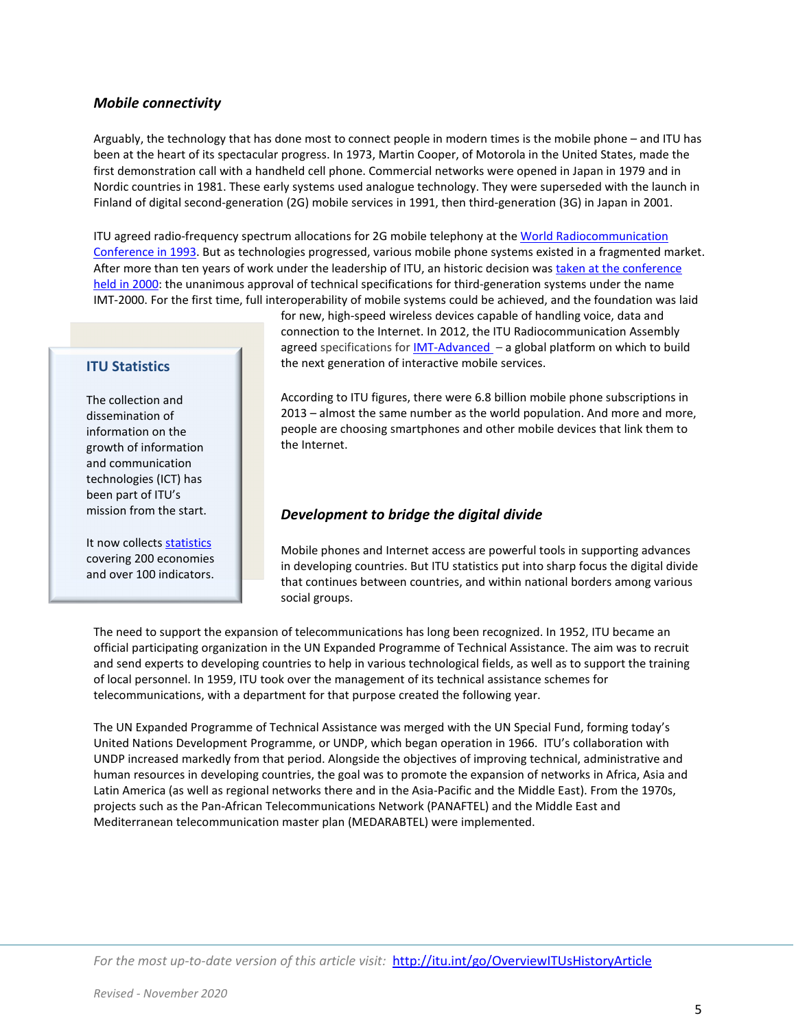### *Mobile connectivity*

Arguably, the technology that has done most to connect people in modern times is the mobile phone – and ITU has been at the heart of its spectacular progress. In 1973, Martin Cooper, of Motorola in the United States, made the first demonstration call with a handheld cell phone. Commercial networks were opened in Japan in 1979 and in Nordic countries in 1981. These early systems used analogue technology. They were superseded with the launch in Finland of digital second-generation (2G) mobile services in 1991, then third-generation (3G) in Japan in 2001.

ITU agreed radio-frequency spectrum allocations for 2G mobile telephony at the World Radiocommunication Conference in 1993. But as technologies progressed, various mobile phone systems existed in a fragmented market. After more than ten years of work under the leadership of ITU, an historic decision was taken at the conference held in 2000: the unanimous approval of technical specifications for third-generation systems under the name IMT-2000. For the first time, full interoperability of mobile systems could be achieved, and the foundation was laid for new, high-speed wireless devices capable of handling voice, data and connection to the Internet. In 2012, the ITU Radiocommunication Assembly agreed specifications for IMT-Advanced – a global platform on which to build the next generation of interactive mobile services.

According to ITU figures, there were 6.8 billion mobile phone subscriptions in 2013 – almost the same number as the world population. And more and more, people are choosing smartphones and other mobile devices that link them to the Internet.

> **ITU Statistics**
>
> The collection and dissemination of information on the growth of information and communication technologies (ICT) has been part of ITU's mission from the start.
>
> It now collects statistics covering 200 economies and over 100 indicators.

### *Development to bridge the digital divide*

Mobile phones and Internet access are powerful tools in supporting advances in developing countries. But ITU statistics put into sharp focus the digital divide that continues between countries, and within national borders among various social groups.

The need to support the expansion of telecommunications has long been recognized. In 1952, ITU became an official participating organization in the UN Expanded Programme of Technical Assistance. The aim was to recruit and send experts to developing countries to help in various technological fields, as well as to support the training of local personnel. In 1959, ITU took over the management of its technical assistance schemes for telecommunications, with a department for that purpose created the following year.

The UN Expanded Programme of Technical Assistance was merged with the UN Special Fund, forming today's United Nations Development Programme, or UNDP, which began operation in 1966. ITU's collaboration with UNDP increased markedly from that period. Alongside the objectives of improving technical, administrative and human resources in developing countries, the goal was to promote the expansion of networks in Africa, Asia and Latin America (as well as regional networks there and in the Asia-Pacific and the Middle East). From the 1970s, projects such as the Pan-African Telecommunications Network (PANAFTEL) and the Middle East and Mediterranean telecommunication master plan (MEDARABTEL) were implemented.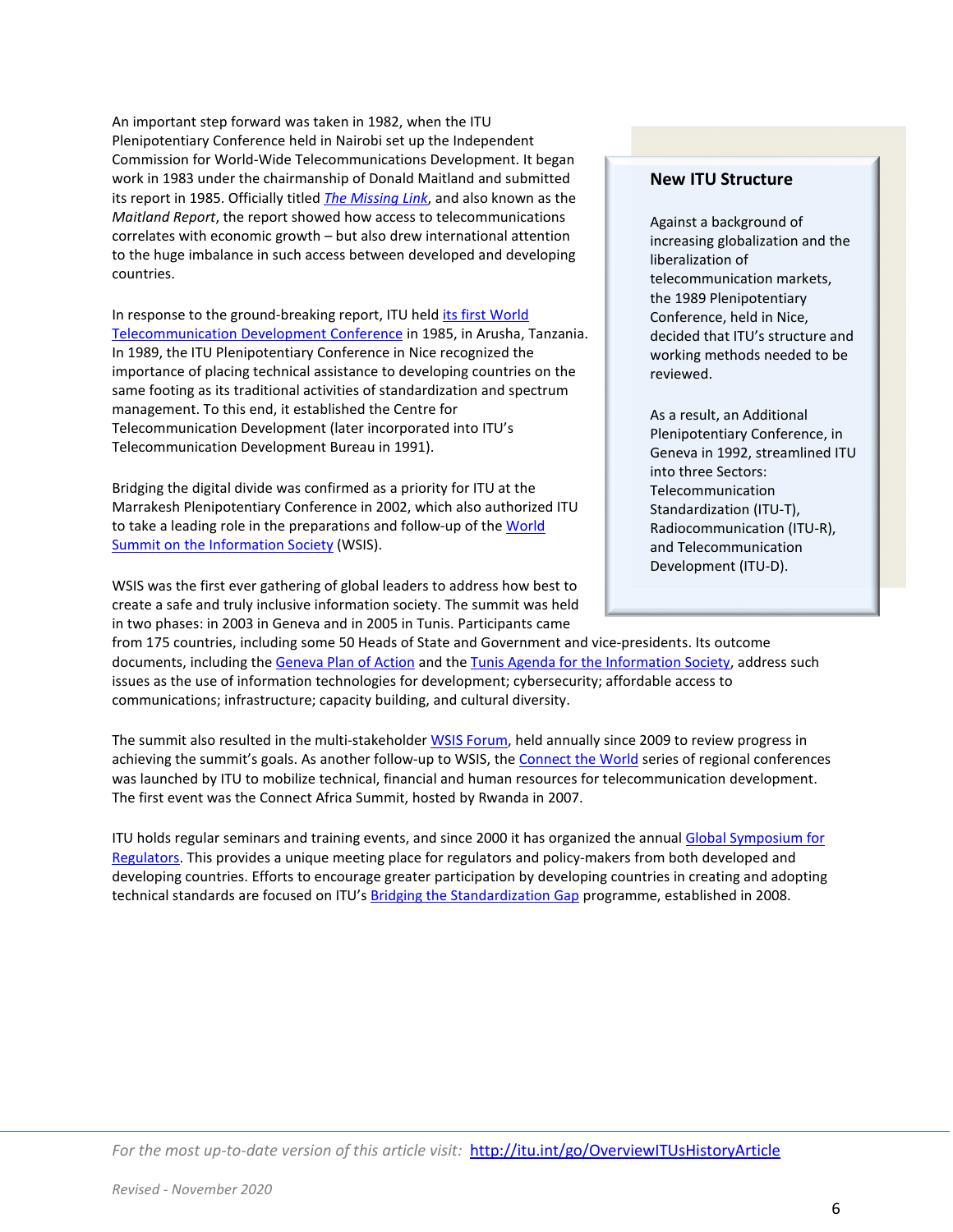An important step forward was taken in 1982, when the ITU Plenipotentiary Conference held in Nairobi set up the Independent Commission for World-Wide Telecommunications Development. It began work in 1983 under the chairmanship of Donald Maitland and submitted its report in 1985. Officially titled *The Missing Link*, and also known as the *Maitland Report*, the report showed how access to telecommunications correlates with economic growth – but also drew international attention to the huge imbalance in such access between developed and developing countries.

In response to the ground-breaking report, ITU held its first World Telecommunication Development Conference in 1985, in Arusha, Tanzania. In 1989, the ITU Plenipotentiary Conference in Nice recognized the importance of placing technical assistance to developing countries on the same footing as its traditional activities of standardization and spectrum management. To this end, it established the Centre for Telecommunication Development (later incorporated into ITU's Telecommunication Development Bureau in 1991).

Bridging the digital divide was confirmed as a priority for ITU at the Marrakesh Plenipotentiary Conference in 2002, which also authorized ITU to take a leading role in the preparations and follow-up of the World Summit on the Information Society (WSIS).

WSIS was the first ever gathering of global leaders to address how best to create a safe and truly inclusive information society. The summit was held in two phases: in 2003 in Geneva and in 2005 in Tunis. Participants came from 175 countries, including some 50 Heads of State and Government and vice-presidents. Its outcome documents, including the Geneva Plan of Action and the Tunis Agenda for the Information Society, address such issues as the use of information technologies for development; cybersecurity; affordable access to communications; infrastructure; capacity building, and cultural diversity.

The summit also resulted in the multi-stakeholder WSIS Forum, held annually since 2009 to review progress in achieving the summit's goals. As another follow-up to WSIS, the Connect the World series of regional conferences was launched by ITU to mobilize technical, financial and human resources for telecommunication development. The first event was the Connect Africa Summit, hosted by Rwanda in 2007.

ITU holds regular seminars and training events, and since 2000 it has organized the annual Global Symposium for Regulators. This provides a unique meeting place for regulators and policy-makers from both developed and developing countries. Efforts to encourage greater participation by developing countries in creating and adopting technical standards are focused on ITU's Bridging the Standardization Gap programme, established in 2008.

### New ITU Structure

Against a background of increasing globalization and the liberalization of telecommunication markets, the 1989 Plenipotentiary Conference, held in Nice, decided that ITU's structure and working methods needed to be reviewed.

As a result, an Additional Plenipotentiary Conference, in Geneva in 1992, streamlined ITU into three Sectors: Telecommunication Standardization (ITU-T), Radiocommunication (ITU-R), and Telecommunication Development (ITU-D).

*For the most up-to-date version of this article visit:* http://itu.int/go/OverviewITUsHistoryArticle

*Revised - November 2020*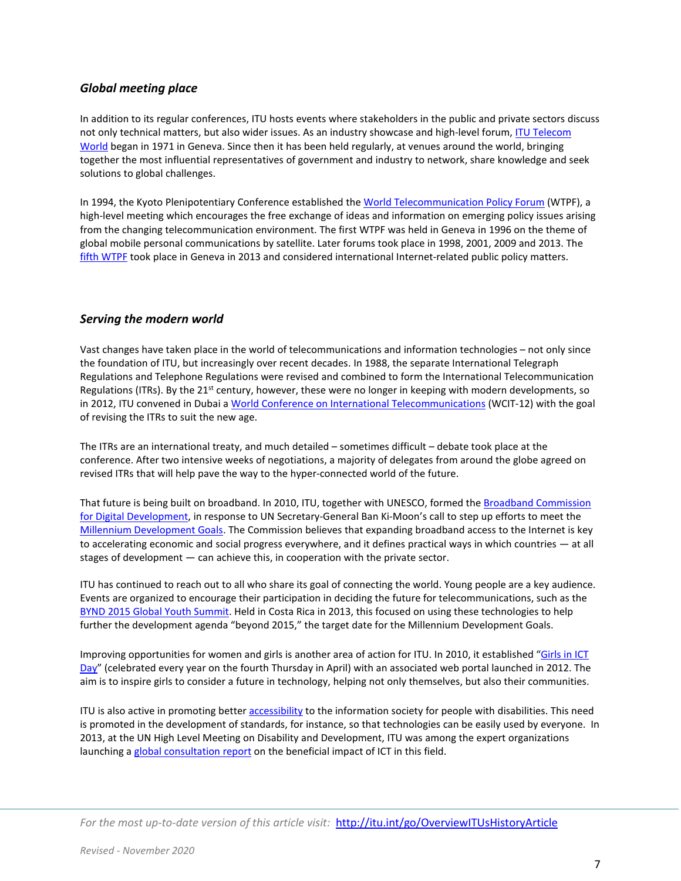### *Global meeting place*

In addition to its regular conferences, ITU hosts events where stakeholders in the public and private sectors discuss not only technical matters, but also wider issues. As an industry showcase and high-level forum, ITU Telecom World began in 1971 in Geneva. Since then it has been held regularly, at venues around the world, bringing together the most influential representatives of government and industry to network, share knowledge and seek solutions to global challenges.

In 1994, the Kyoto Plenipotentiary Conference established the World Telecommunication Policy Forum (WTPF), a high-level meeting which encourages the free exchange of ideas and information on emerging policy issues arising from the changing telecommunication environment. The first WTPF was held in Geneva in 1996 on the theme of global mobile personal communications by satellite. Later forums took place in 1998, 2001, 2009 and 2013. The fifth WTPF took place in Geneva in 2013 and considered international Internet-related public policy matters.

### *Serving the modern world*

Vast changes have taken place in the world of telecommunications and information technologies – not only since the foundation of ITU, but increasingly over recent decades. In 1988, the separate International Telegraph Regulations and Telephone Regulations were revised and combined to form the International Telecommunication Regulations (ITRs). By the 21st century, however, these were no longer in keeping with modern developments, so in 2012, ITU convened in Dubai a World Conference on International Telecommunications (WCIT-12) with the goal of revising the ITRs to suit the new age.

The ITRs are an international treaty, and much detailed – sometimes difficult – debate took place at the conference. After two intensive weeks of negotiations, a majority of delegates from around the globe agreed on revised ITRs that will help pave the way to the hyper-connected world of the future.

That future is being built on broadband. In 2010, ITU, together with UNESCO, formed the Broadband Commission for Digital Development, in response to UN Secretary-General Ban Ki-Moon's call to step up efforts to meet the Millennium Development Goals. The Commission believes that expanding broadband access to the Internet is key to accelerating economic and social progress everywhere, and it defines practical ways in which countries — at all stages of development — can achieve this, in cooperation with the private sector.

ITU has continued to reach out to all who share its goal of connecting the world. Young people are a key audience. Events are organized to encourage their participation in deciding the future for telecommunications, such as the BYND 2015 Global Youth Summit. Held in Costa Rica in 2013, this focused on using these technologies to help further the development agenda "beyond 2015," the target date for the Millennium Development Goals.

Improving opportunities for women and girls is another area of action for ITU. In 2010, it established "Girls in ICT Day" (celebrated every year on the fourth Thursday in April) with an associated web portal launched in 2012. The aim is to inspire girls to consider a future in technology, helping not only themselves, but also their communities.

ITU is also active in promoting better accessibility to the information society for people with disabilities. This need is promoted in the development of standards, for instance, so that technologies can be easily used by everyone. In 2013, at the UN High Level Meeting on Disability and Development, ITU was among the expert organizations launching a global consultation report on the beneficial impact of ICT in this field.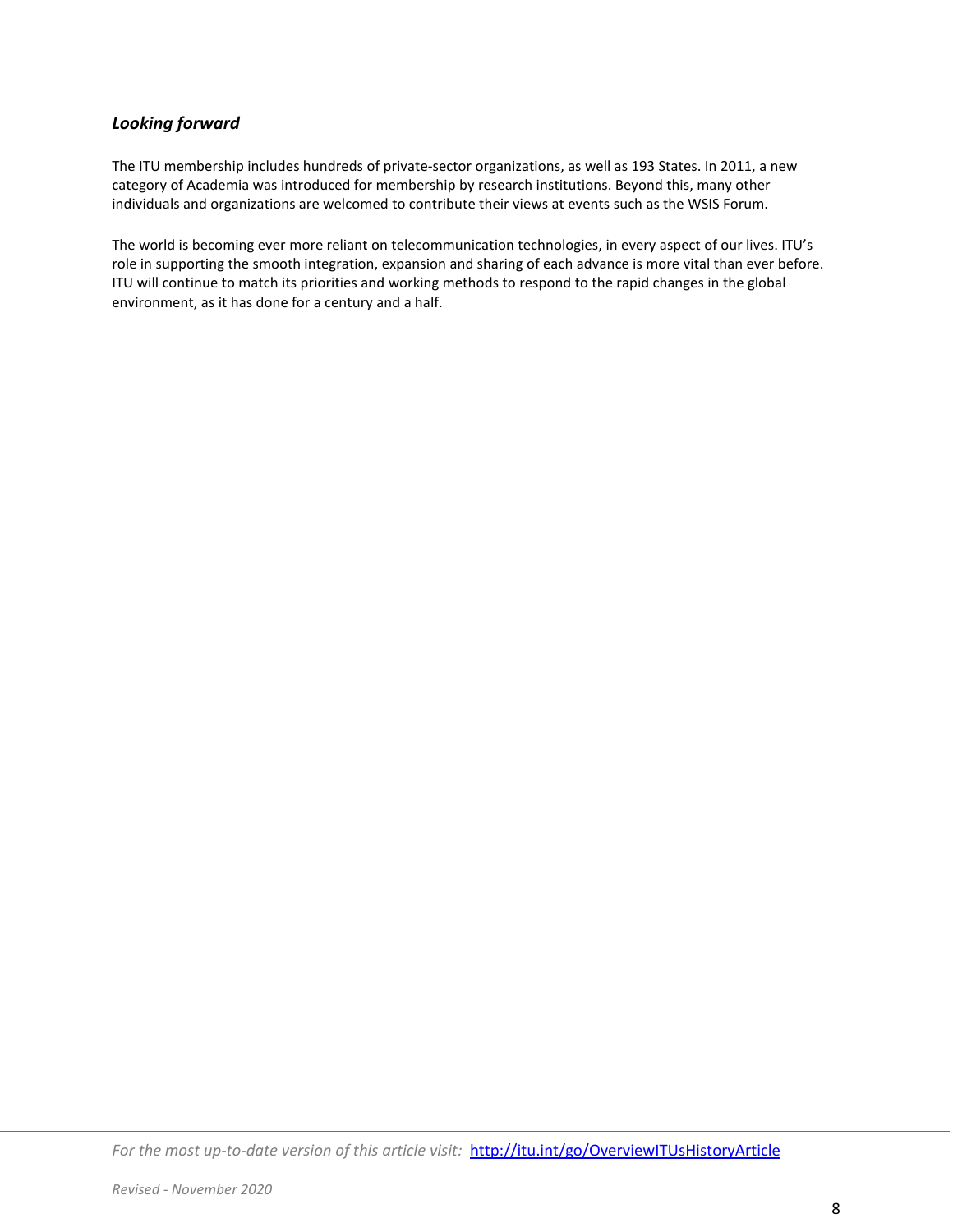### *Looking forward*

The ITU membership includes hundreds of private-sector organizations, as well as 193 States. In 2011, a new category of Academia was introduced for membership by research institutions. Beyond this, many other individuals and organizations are welcomed to contribute their views at events such as the WSIS Forum.

The world is becoming ever more reliant on telecommunication technologies, in every aspect of our lives. ITU's role in supporting the smooth integration, expansion and sharing of each advance is more vital than ever before. ITU will continue to match its priorities and working methods to respond to the rapid changes in the global environment, as it has done for a century and a half.